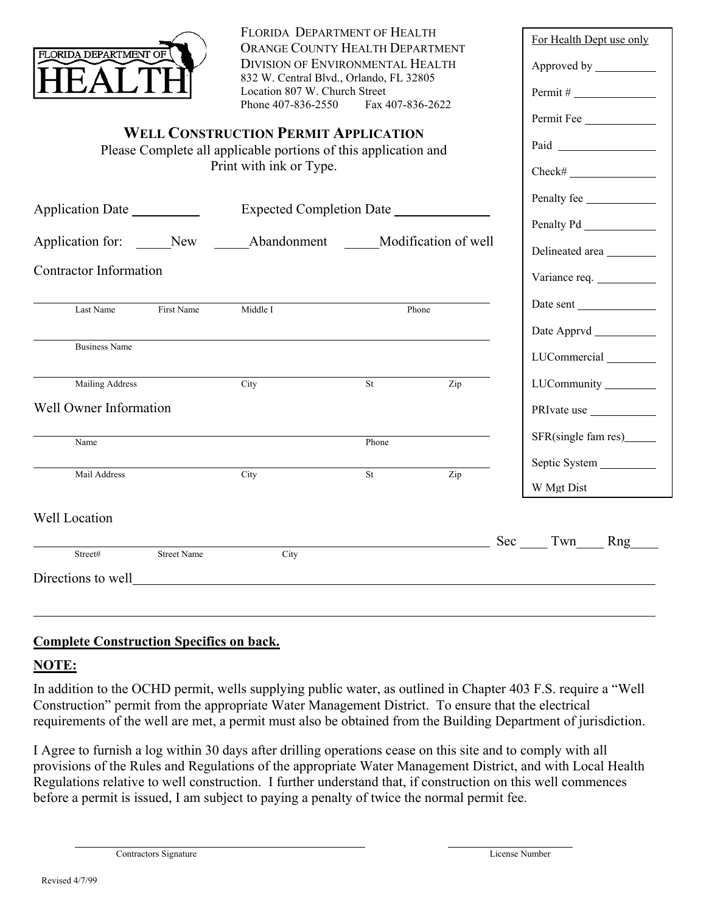FLORIDA DEPARTMENT OF HEALTH
ORANGE COUNTY HEALTH DEPARTMENT
DIVISION OF ENVIRONMENTAL HEALTH
832 W. Central Blvd., Orlando, FL 32805
Location 807 W. Church Street
Phone 407-836-2550 Fax 407-836-2622

| For Health Dept use only |
| --- |
| Approved by ______ |
| Permit # ______ |
| Permit Fee ______ |
| Paid ______ |
| Check# ______ |
| Penalty fee ______ |
| Penalty Pd ______ |
| Delineated area ______ |
| Variance req. ______ |
| Date sent ______ |
| Date Apprvd ______ |
| LUCommercial ______ |
| LUCommunity ______ |
| PRIvate use ______ |
| SFR(single fam res)______ |
| Septic System ______ |
| W Mgt Dist |

# WELL CONSTRUCTION PERMIT APPLICATION

Please Complete all applicable portions of this application and Print with ink or Type.

Application Date __________ Expected Completion Date ______________

Application for: _____New _____Abandonment _____Modification of well

Contractor Information

______________________________________________________________
Last Name First Name Middle I Phone

______________________________________________________________
Business Name

______________________________________________________________
Mailing Address City St Zip

Well Owner Information

______________________________________________________________
Name Phone

______________________________________________________________
Mail Address City St Zip

Well Location

______________________________________________________________ Sec ____ Twn____ Rng____
Street# Street Name City

Directions to well______________________________________________________________

______________________________________________________________

**Complete Construction Specifics on back.**

**NOTE:**

In addition to the OCHD permit, wells supplying public water, as outlined in Chapter 403 F.S. require a "Well Construction" permit from the appropriate Water Management District. To ensure that the electrical requirements of the well are met, a permit must also be obtained from the Building Department of jurisdiction.

I Agree to furnish a log within 30 days after drilling operations cease on this site and to comply with all provisions of the Rules and Regulations of the appropriate Water Management District, and with Local Health Regulations relative to well construction. I further understand that, if construction on this well commences before a permit is issued, I am subject to paying a penalty of twice the normal permit fee.

______________________________ ______________
Contractors Signature License Number

Revised 4/7/99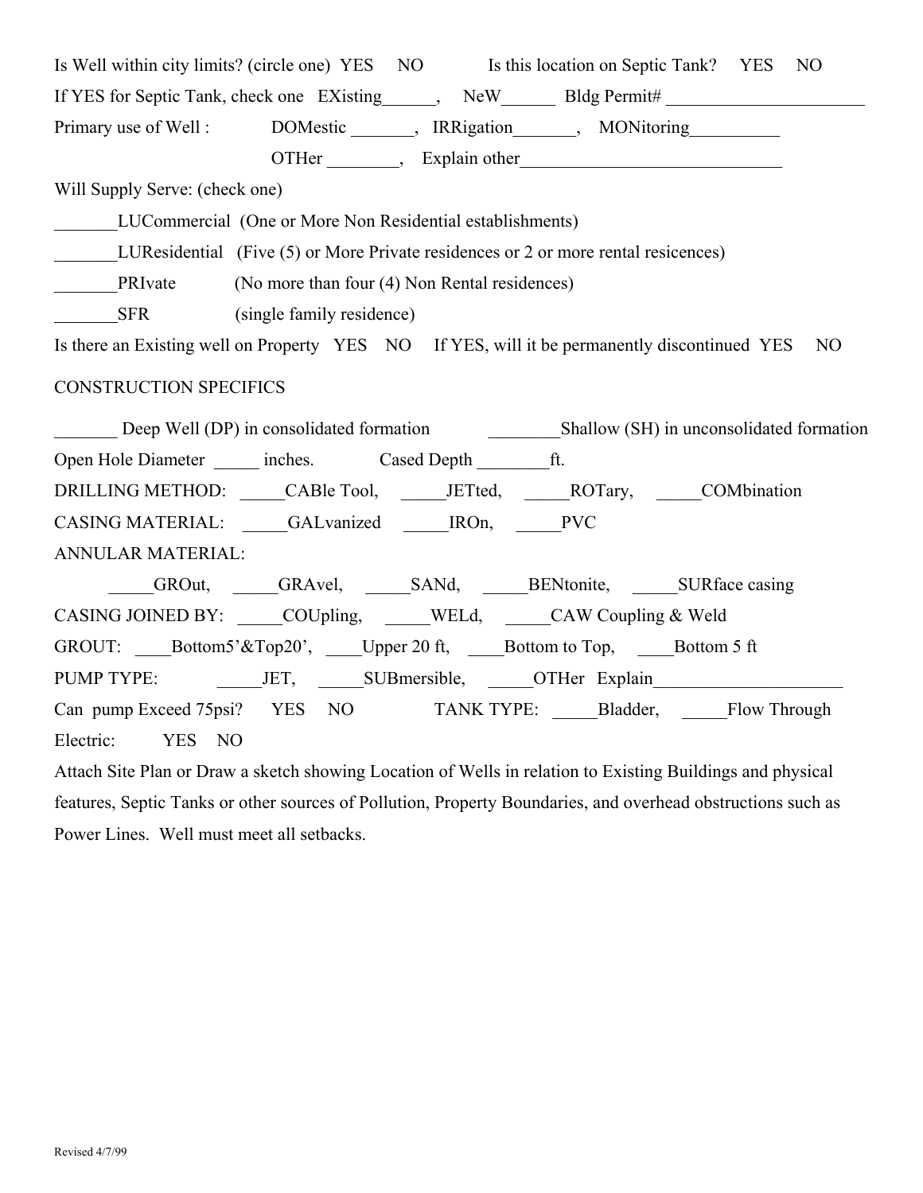Is Well within city limits? (circle one) YES NO Is this location on Septic Tank? YES NO

If YES for Septic Tank, check one EXisting______, NeW______ Bldg Permit# ______________________

Primary use of Well : DOMestic _______, IRRigation_______, MONitoring__________

OTHer ________, Explain other_____________________________

Will Supply Serve: (check one)

_______LUCommercial (One or More Non Residential establishments)

_______LUResidential (Five (5) or More Private residences or 2 or more rental resicences)

_______PRIvate (No more than four (4) Non Rental residences)

_______SFR (single family residence)

Is there an Existing well on Property YES NO If YES, will it be permanently discontinued YES NO

CONSTRUCTION SPECIFICS

_______ Deep Well (DP) in consolidated formation ________Shallow (SH) in unconsolidated formation

Open Hole Diameter _____ inches. Cased Depth ________ft.

DRILLING METHOD: _____CABle Tool, _____JETted, _____ROTary, _____COMbination

CASING MATERIAL: _____GALvanized _____IROn, _____PVC

ANNULAR MATERIAL:

_____GROut, _____GRAvel, _____SANd, _____BENtonite, _____SURface casing

CASING JOINED BY: _____COUpling, _____WELd, _____CAW Coupling & Weld

GROUT: ____Bottom5’&Top20’, ____Upper 20 ft, ____Bottom to Top, ____Bottom 5 ft

PUMP TYPE: _____JET, _____SUBmersible, _____OTHer Explain_____________________

Can pump Exceed 75psi? YES NO TANK TYPE: _____Bladder, _____Flow Through

Electric: YES NO

Attach Site Plan or Draw a sketch showing Location of Wells in relation to Existing Buildings and physical features, Septic Tanks or other sources of Pollution, Property Boundaries, and overhead obstructions such as Power Lines. Well must meet all setbacks.

Revised 4/7/99